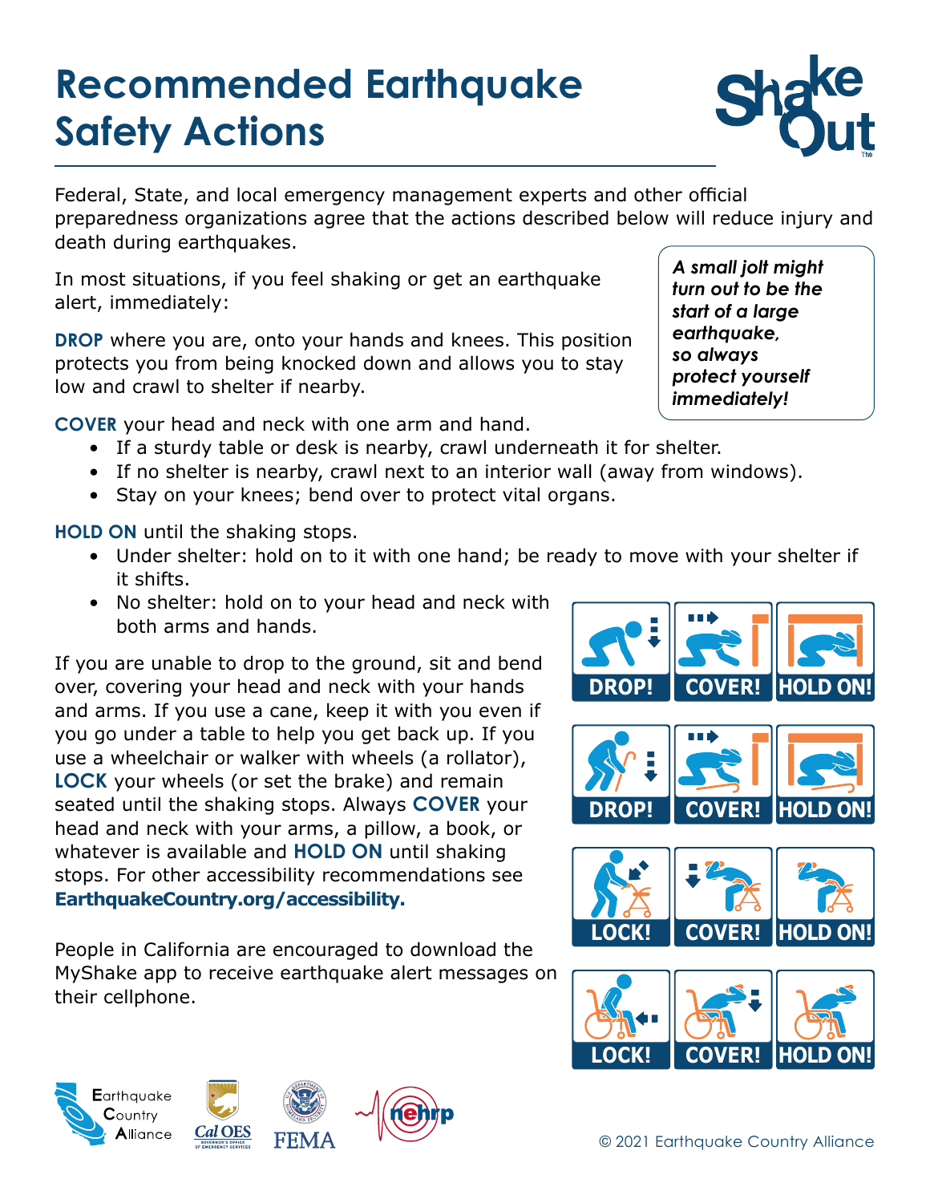# Recommended Earthquake Safety Actions

Federal, State, and local emergency management experts and other official preparedness organizations agree that the actions described below will reduce injury and death during earthquakes.

*A small jolt might turn out to be the start of a large earthquake, so always protect yourself immediately!*

In most situations, if you feel shaking or get an earthquake alert, immediately:

**DROP** where you are, onto your hands and knees. This position protects you from being knocked down and allows you to stay low and crawl to shelter if nearby.

**COVER** your head and neck with one arm and hand.

- If a sturdy table or desk is nearby, crawl underneath it for shelter.
- If no shelter is nearby, crawl next to an interior wall (away from windows).
- Stay on your knees; bend over to protect vital organs.

**HOLD ON** until the shaking stops.

- Under shelter: hold on to it with one hand; be ready to move with your shelter if it shifts.
- No shelter: hold on to your head and neck with both arms and hands.

If you are unable to drop to the ground, sit and bend over, covering your head and neck with your hands and arms. If you use a cane, keep it with you even if you go under a table to help you get back up. If you use a wheelchair or walker with wheels (a rollator), **LOCK** your wheels (or set the brake) and remain seated until the shaking stops. Always **COVER** your head and neck with your arms, a pillow, a book, or whatever is available and **HOLD ON** until shaking stops. For other accessibility recommendations see **EarthquakeCountry.org/accessibility.**

DROP! COVER! HOLD ON!

DROP! COVER! HOLD ON!

LOCK! COVER! HOLD ON!

LOCK! COVER! HOLD ON!

People in California are encouraged to download the MyShake app to receive earthquake alert messages on their cellphone.

Earthquake Country Alliance | Cal OES | FEMA | nehrp

© 2021 Earthquake Country Alliance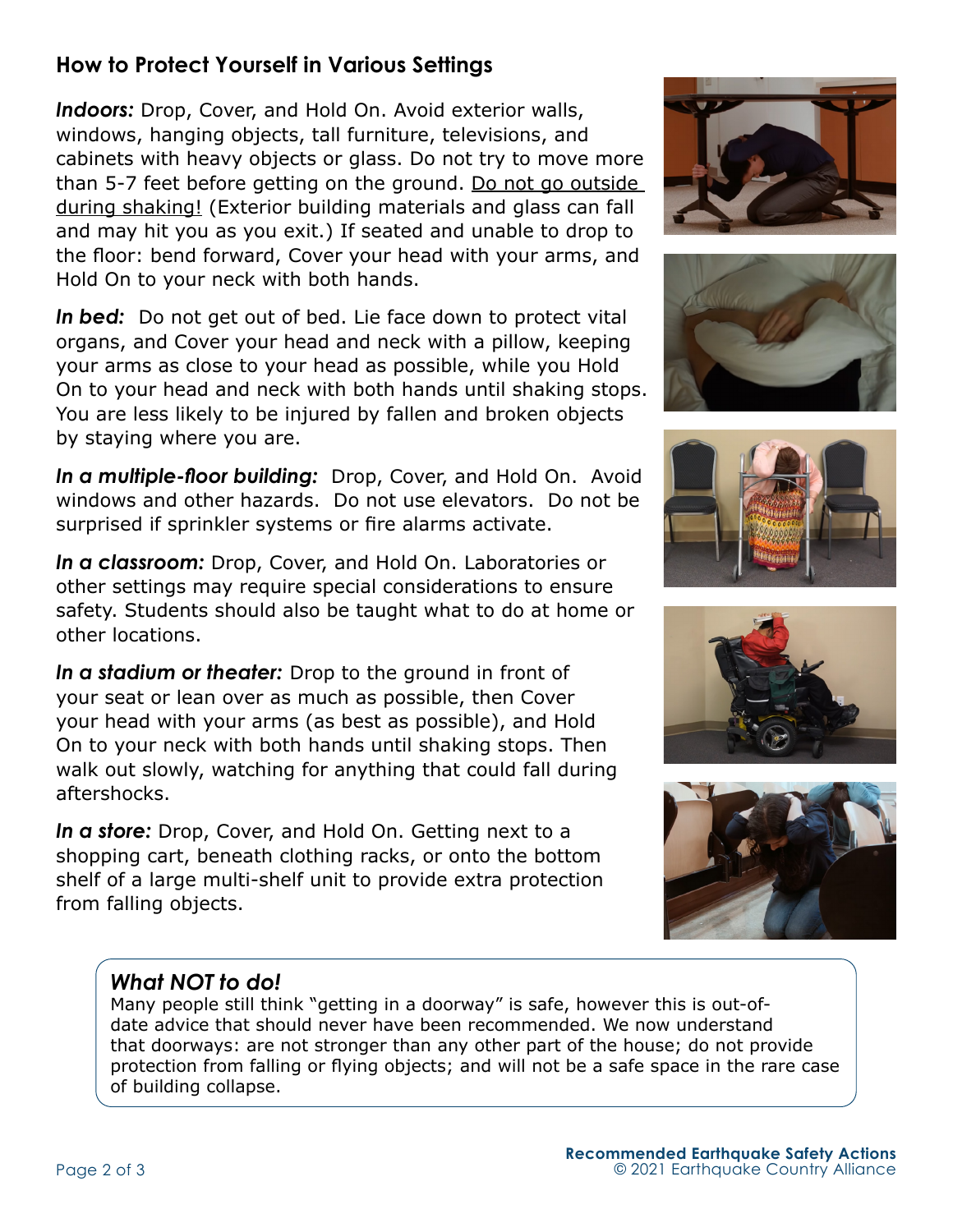## How to Protect Yourself in Various Settings

***Indoors:*** Drop, Cover, and Hold On. Avoid exterior walls, windows, hanging objects, tall furniture, televisions, and cabinets with heavy objects or glass. Do not try to move more than 5-7 feet before getting on the ground. Do not go outside during shaking! (Exterior building materials and glass can fall and may hit you as you exit.) If seated and unable to drop to the floor: bend forward, Cover your head with your arms, and Hold On to your neck with both hands.

***In bed:*** Do not get out of bed. Lie face down to protect vital organs, and Cover your head and neck with a pillow, keeping your arms as close to your head as possible, while you Hold On to your head and neck with both hands until shaking stops. You are less likely to be injured by fallen and broken objects by staying where you are.

***In a multiple-floor building:*** Drop, Cover, and Hold On. Avoid windows and other hazards. Do not use elevators. Do not be surprised if sprinkler systems or fire alarms activate.

***In a classroom:*** Drop, Cover, and Hold On. Laboratories or other settings may require special considerations to ensure safety. Students should also be taught what to do at home or other locations.

***In a stadium or theater:*** Drop to the ground in front of your seat or lean over as much as possible, then Cover your head with your arms (as best as possible), and Hold On to your neck with both hands until shaking stops. Then walk out slowly, watching for anything that could fall during aftershocks.

***In a store:*** Drop, Cover, and Hold On. Getting next to a shopping cart, beneath clothing racks, or onto the bottom shelf of a large multi-shelf unit to provide extra protection from falling objects.

### *What NOT to do!*

Many people still think "getting in a doorway" is safe, however this is out-of-date advice that should never have been recommended. We now understand that doorways: are not stronger than any other part of the house; do not provide protection from falling or flying objects; and will not be a safe space in the rare case of building collapse.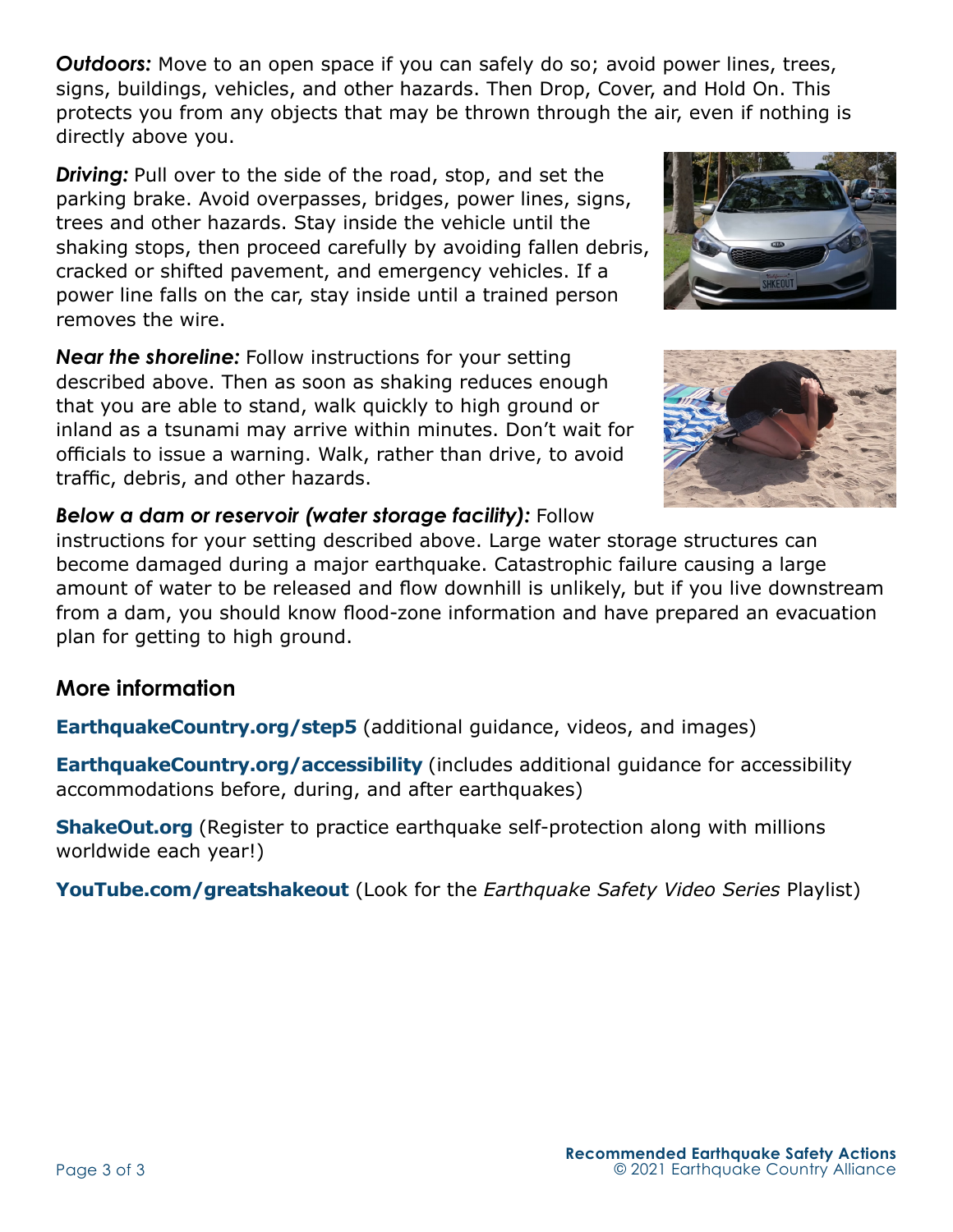***Outdoors:*** Move to an open space if you can safely do so; avoid power lines, trees, signs, buildings, vehicles, and other hazards. Then Drop, Cover, and Hold On. This protects you from any objects that may be thrown through the air, even if nothing is directly above you.

***Driving:*** Pull over to the side of the road, stop, and set the parking brake. Avoid overpasses, bridges, power lines, signs, trees and other hazards. Stay inside the vehicle until the shaking stops, then proceed carefully by avoiding fallen debris, cracked or shifted pavement, and emergency vehicles. If a power line falls on the car, stay inside until a trained person removes the wire.

***Near the shoreline:*** Follow instructions for your setting described above. Then as soon as shaking reduces enough that you are able to stand, walk quickly to high ground or inland as a tsunami may arrive within minutes. Don't wait for officials to issue a warning. Walk, rather than drive, to avoid traffic, debris, and other hazards.

***Below a dam or reservoir (water storage facility):*** Follow instructions for your setting described above. Large water storage structures can become damaged during a major earthquake. Catastrophic failure causing a large amount of water to be released and flow downhill is unlikely, but if you live downstream from a dam, you should know flood-zone information and have prepared an evacuation plan for getting to high ground.

## More information

**EarthquakeCountry.org/step5** (additional guidance, videos, and images)

**EarthquakeCountry.org/accessibility** (includes additional guidance for accessibility accommodations before, during, and after earthquakes)

**ShakeOut.org** (Register to practice earthquake self-protection along with millions worldwide each year!)

**YouTube.com/greatshakeout** (Look for the *Earthquake Safety Video Series* Playlist)